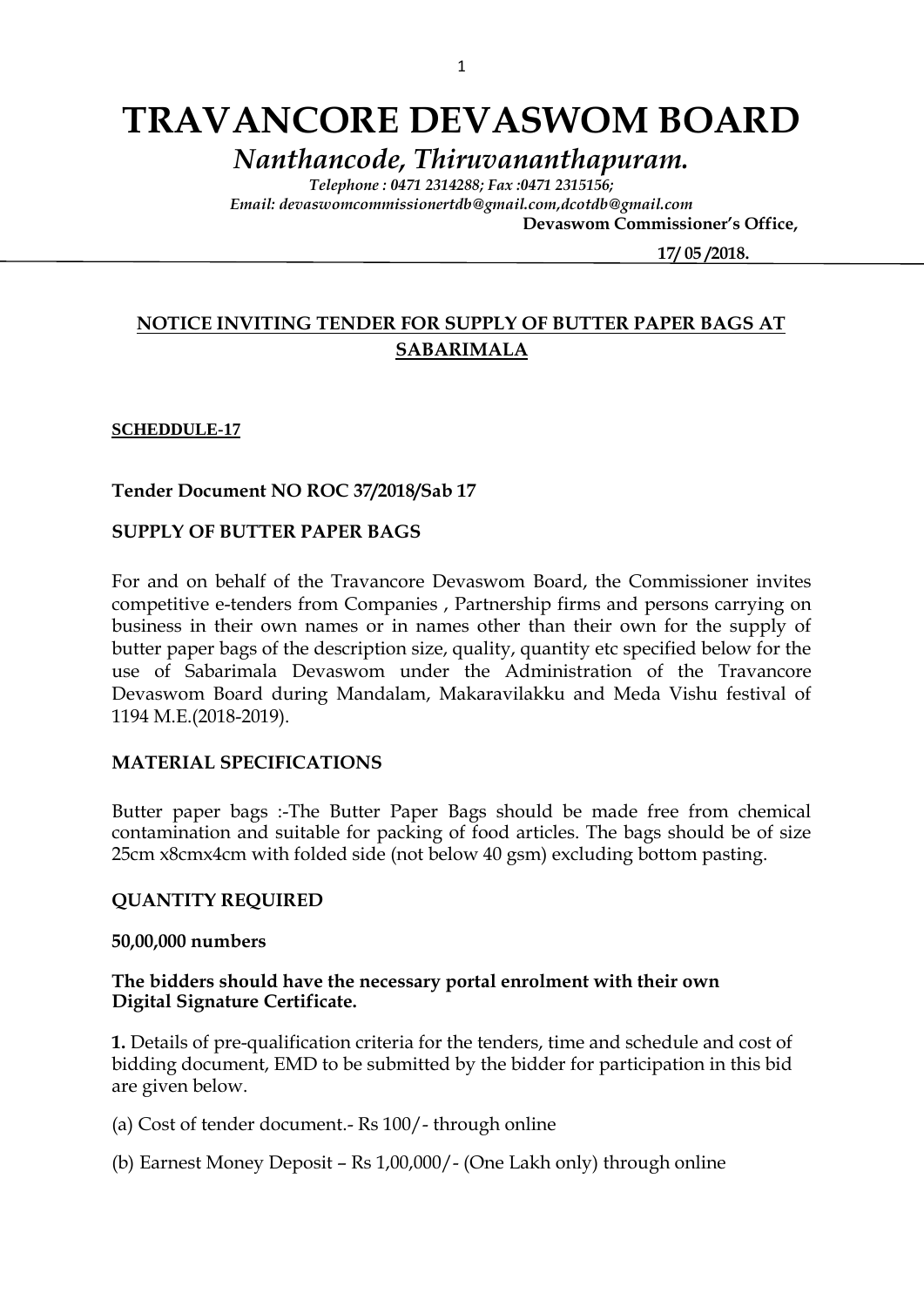# TRAVANCORE DEVASWOM BOARD

## *Nanthancode, Thiruvananthapuram.*

*Telephone : 0471 2314288; Fax :0471 2315156;*
*Email: devaswomcommissionertdb@gmail.com,dcotdb@gmail.com*

**Devaswom Commissioner's Office,**

**17/ 05 /2018.**

## NOTICE INVITING TENDER FOR SUPPLY OF BUTTER PAPER BAGS AT SABARIMALA

**SCHEDDULE-17**

**Tender Document NO ROC 37/2018/Sab 17**

**SUPPLY OF BUTTER PAPER BAGS**

For and on behalf of the Travancore Devaswom Board, the Commissioner invites competitive e-tenders from Companies , Partnership firms and persons carrying on business in their own names or in names other than their own for the supply of butter paper bags of the description size, quality, quantity etc specified below for the use of Sabarimala Devaswom under the Administration of the Travancore Devaswom Board during Mandalam, Makaravilakku and Meda Vishu festival of 1194 M.E.(2018-2019).

**MATERIAL SPECIFICATIONS**

Butter paper bags :-The Butter Paper Bags should be made free from chemical contamination and suitable for packing of food articles. The bags should be of size 25cm x8cmx4cm with folded side (not below 40 gsm) excluding bottom pasting.

**QUANTITY REQUIRED**

**50,00,000 numbers**

**The bidders should have the necessary portal enrolment with their own Digital Signature Certificate.**

**1.** Details of pre-qualification criteria for the tenders, time and schedule and cost of bidding document, EMD to be submitted by the bidder for participation in this bid are given below.

(a) Cost of tender document.- Rs 100/- through online

(b) Earnest Money Deposit – Rs 1,00,000/- (One Lakh only) through online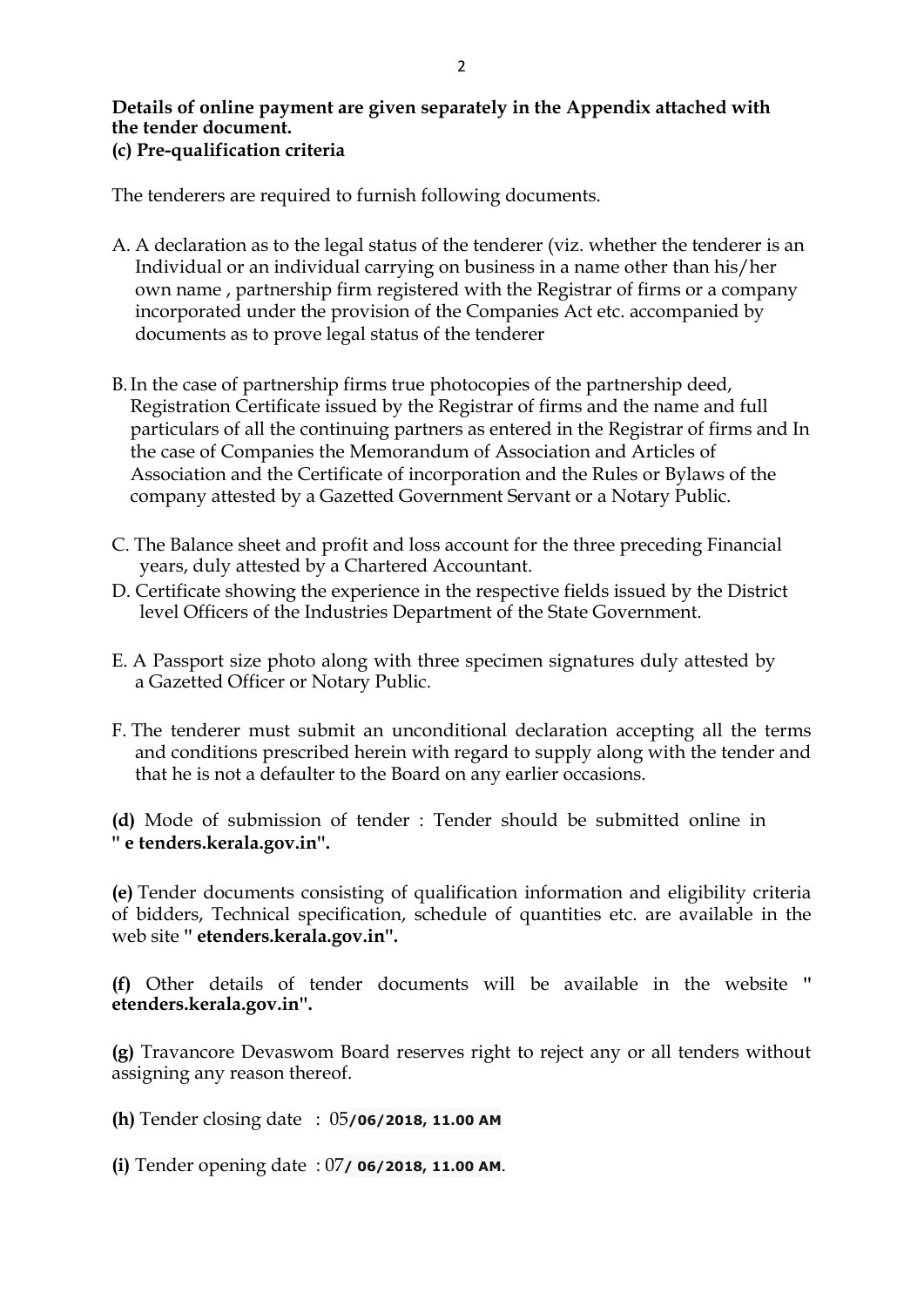**Details of online payment are given separately in the Appendix attached with the tender document.**

**(c) Pre-qualification criteria**

The tenderers are required to furnish following documents.

A. A declaration as to the legal status of the tenderer (viz. whether the tenderer is an Individual or an individual carrying on business in a name other than his/her own name , partnership firm registered with the Registrar of firms or a company incorporated under the provision of the Companies Act etc. accompanied by documents as to prove legal status of the tenderer

B. In the case of partnership firms true photocopies of the partnership deed, Registration Certificate issued by the Registrar of firms and the name and full particulars of all the continuing partners as entered in the Registrar of firms and In the case of Companies the Memorandum of Association and Articles of Association and the Certificate of incorporation and the Rules or Bylaws of the company attested by a Gazetted Government Servant or a Notary Public.

C. The Balance sheet and profit and loss account for the three preceding Financial years, duly attested by a Chartered Accountant.

D. Certificate showing the experience in the respective fields issued by the District level Officers of the Industries Department of the State Government.

E. A Passport size photo along with three specimen signatures duly attested by a Gazetted Officer or Notary Public.

F. The tenderer must submit an unconditional declaration accepting all the terms and conditions prescribed herein with regard to supply along with the tender and that he is not a defaulter to the Board on any earlier occasions.

**(d)** Mode of submission of tender : Tender should be submitted online in **" e tenders.kerala.gov.in".**

**(e)** Tender documents consisting of qualification information and eligibility criteria of bidders, Technical specification, schedule of quantities etc. are available in the web site **" etenders.kerala.gov.in".**

**(f)** Other details of tender documents will be available in the website **" etenders.kerala.gov.in".**

**(g)** Travancore Devaswom Board reserves right to reject any or all tenders without assigning any reason thereof.

**(h)** Tender closing date : 05**/06/2018, 11.00 AM**

**(i)** Tender opening date : 07**/ 06/2018, 11.00 AM**.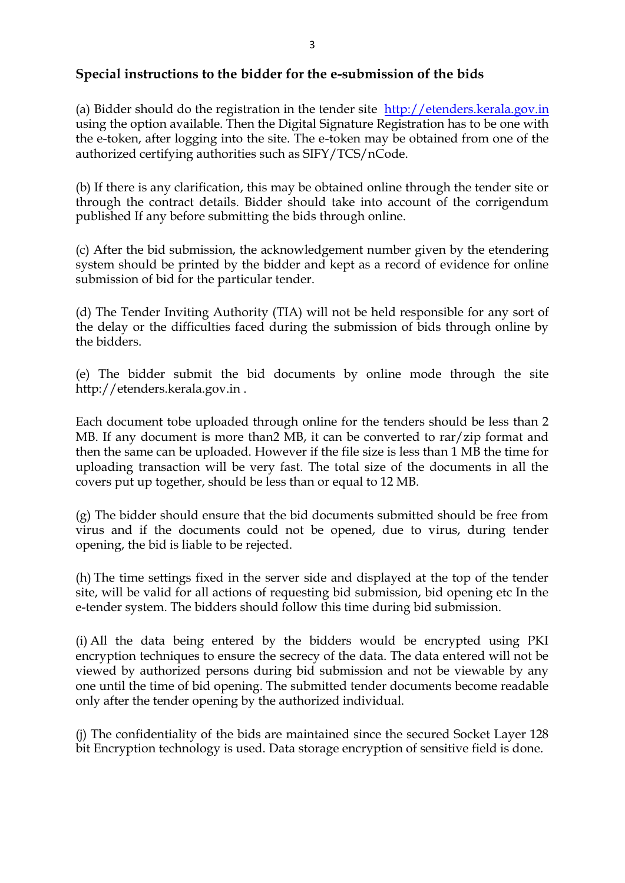**Special instructions to the bidder for the e-submission of the bids**

(a) Bidder should do the registration in the tender site [http://etenders.kerala.gov.in](http://etenders.kerala.gov.in) using the option available. Then the Digital Signature Registration has to be one with the e-token, after logging into the site. The e-token may be obtained from one of the authorized certifying authorities such as SIFY/TCS/nCode.

(b) If there is any clarification, this may be obtained online through the tender site or through the contract details. Bidder should take into account of the corrigendum published If any before submitting the bids through online.

(c) After the bid submission, the acknowledgement number given by the etendering system should be printed by the bidder and kept as a record of evidence for online submission of bid for the particular tender.

(d) The Tender Inviting Authority (TIA) will not be held responsible for any sort of the delay or the difficulties faced during the submission of bids through online by the bidders.

(e) The bidder submit the bid documents by online mode through the site http://etenders.kerala.gov.in .

Each document tobe uploaded through online for the tenders should be less than 2 MB. If any document is more than2 MB, it can be converted to rar/zip format and then the same can be uploaded. However if the file size is less than 1 MB the time for uploading transaction will be very fast. The total size of the documents in all the covers put up together, should be less than or equal to 12 MB.

(g) The bidder should ensure that the bid documents submitted should be free from virus and if the documents could not be opened, due to virus, during tender opening, the bid is liable to be rejected.

(h) The time settings fixed in the server side and displayed at the top of the tender site, will be valid for all actions of requesting bid submission, bid opening etc In the e-tender system. The bidders should follow this time during bid submission.

(i) All the data being entered by the bidders would be encrypted using PKI encryption techniques to ensure the secrecy of the data. The data entered will not be viewed by authorized persons during bid submission and not be viewable by any one until the time of bid opening. The submitted tender documents become readable only after the tender opening by the authorized individual.

(j) The confidentiality of the bids are maintained since the secured Socket Layer 128 bit Encryption technology is used. Data storage encryption of sensitive field is done.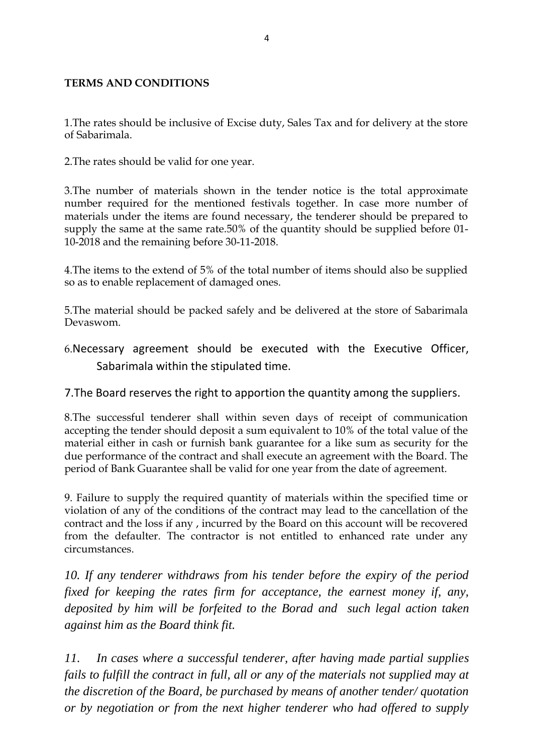**TERMS AND CONDITIONS**

1.The rates should be inclusive of Excise duty, Sales Tax and for delivery at the store of Sabarimala.

2.The rates should be valid for one year.

3.The number of materials shown in the tender notice is the total approximate number required for the mentioned festivals together. In case more number of materials under the items are found necessary, the tenderer should be prepared to supply the same at the same rate.50% of the quantity should be supplied before 01-10-2018 and the remaining before 30-11-2018.

4.The items to the extend of 5% of the total number of items should also be supplied so as to enable replacement of damaged ones.

5.The material should be packed safely and be delivered at the store of Sabarimala Devaswom.

6.Necessary agreement should be executed with the Executive Officer, Sabarimala within the stipulated time.

7.The Board reserves the right to apportion the quantity among the suppliers.

8.The successful tenderer shall within seven days of receipt of communication accepting the tender should deposit a sum equivalent to 10% of the total value of the material either in cash or furnish bank guarantee for a like sum as security for the due performance of the contract and shall execute an agreement with the Board. The period of Bank Guarantee shall be valid for one year from the date of agreement.

9. Failure to supply the required quantity of materials within the specified time or violation of any of the conditions of the contract may lead to the cancellation of the contract and the loss if any , incurred by the Board on this account will be recovered from the defaulter. The contractor is not entitled to enhanced rate under any circumstances.

*10. If any tenderer withdraws from his tender before the expiry of the period fixed for keeping the rates firm for acceptance, the earnest money if, any, deposited by him will be forfeited to the Borad and such legal action taken against him as the Board think fit.*

*11. In cases where a successful tenderer, after having made partial supplies fails to fulfill the contract in full, all or any of the materials not supplied may at the discretion of the Board, be purchased by means of another tender/ quotation or by negotiation or from the next higher tenderer who had offered to supply*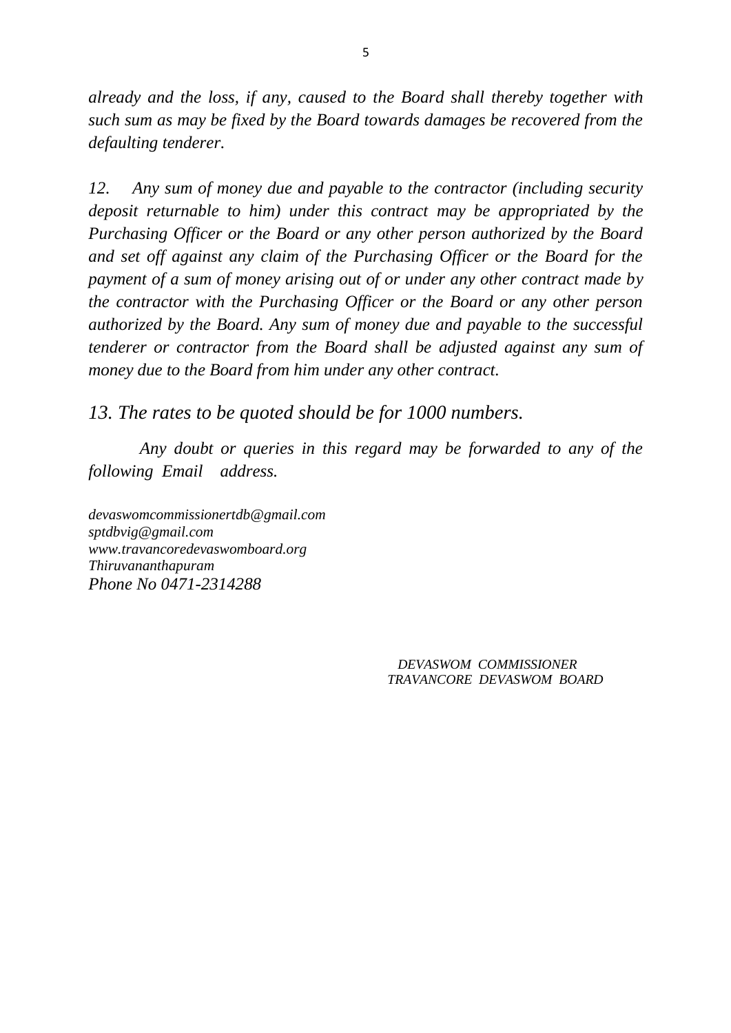*already and the loss, if any, caused to the Board shall thereby together with such sum as may be fixed by the Board towards damages be recovered from the defaulting tenderer.*

*12. Any sum of money due and payable to the contractor (including security deposit returnable to him) under this contract may be appropriated by the Purchasing Officer or the Board or any other person authorized by the Board and set off against any claim of the Purchasing Officer or the Board for the payment of a sum of money arising out of or under any other contract made by the contractor with the Purchasing Officer or the Board or any other person authorized by the Board. Any sum of money due and payable to the successful tenderer or contractor from the Board shall be adjusted against any sum of money due to the Board from him under any other contract.*

*13. The rates to be quoted should be for 1000 numbers.*

*Any doubt or queries in this regard may be forwarded to any of the following Email address.*

*devaswomcommissionertdb@gmail.com*
*sptdbvig@gmail.com*
*www.travancoredevaswomboard.org*
*Thiruvananthapuram*
*Phone No 0471-2314288*

*DEVASWOM COMMISSIONER*
*TRAVANCORE DEVASWOM BOARD*